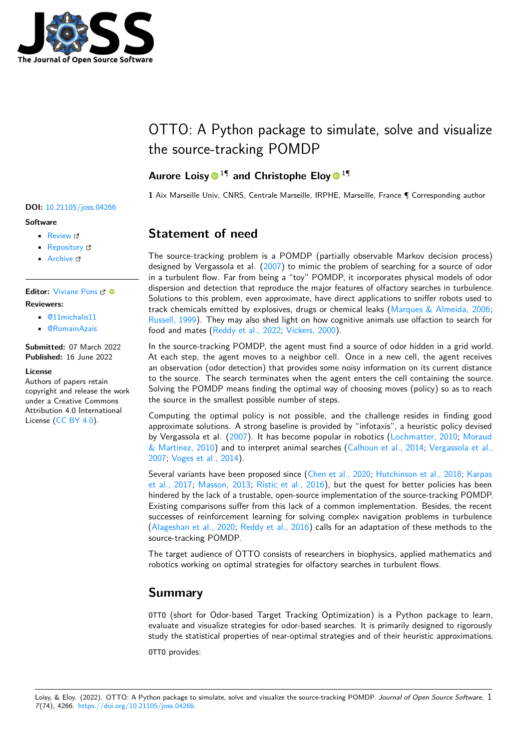# OTTO: A Python package to simulate, solve and visualize the source-tracking POMDP

**Aurore Loisy** [1¶] **and Christophe Eloy** [1¶]

**1** Aix Marseille Univ, CNRS, Centrale Marseille, IRPHE, Marseille, France ¶ Corresponding author

**DOI:** 10.21105/joss.04266

**Software**

- Review
- Repository
- Archive

**Editor:** Viviane Pons

**Reviewers:**

- @11michalis11
- @RomainAzais

**Submitted:** 07 March 2022
**Published:** 16 June 2022

**License**
Authors of papers retain copyright and release the work under a Creative Commons Attribution 4.0 International License (CC BY 4.0).

## Statement of need

The source-tracking problem is a POMDP (partially observable Markov decision process) designed by Vergassola et al. (2007) to mimic the problem of searching for a source of odor in a turbulent flow. Far from being a "toy" POMDP, it incorporates physical models of odor dispersion and detection that reproduce the major features of olfactory searches in turbulence. Solutions to this problem, even approximate, have direct applications to sniffer robots used to track chemicals emitted by explosives, drugs or chemical leaks (Marques & Almeida, 2006; Russell, 1999). They may also shed light on how cognitive animals use olfaction to search for food and mates (Reddy et al., 2022; Vickers, 2000).

In the source-tracking POMDP, the agent must find a source of odor hidden in a grid world. At each step, the agent moves to a neighbor cell. Once in a new cell, the agent receives an observation (odor detection) that provides some noisy information on its current distance to the source. The search terminates when the agent enters the cell containing the source. Solving the POMDP means finding the optimal way of choosing moves (policy) so as to reach the source in the smallest possible number of steps.

Computing the optimal policy is not possible, and the challenge resides in finding good approximate solutions. A strong baseline is provided by "infotaxis", a heuristic policy devised by Vergassola et al. (2007). It has become popular in robotics (Lochmatter, 2010; Moraud & Martinez, 2010) and to interpret animal searches (Calhoun et al., 2014; Vergassola et al., 2007; Voges et al., 2014).

Several variants have been proposed since (Chen et al., 2020; Hutchinson et al., 2018; Karpas et al., 2017; Masson, 2013; Ristic et al., 2016), but the quest for better policies has been hindered by the lack of a trustable, open-source implementation of the source-tracking POMDP. Existing comparisons suffer from this lack of a common implementation. Besides, the recent successes of reinforcement learning for solving complex navigation problems in turbulence (Alageshan et al., 2020; Reddy et al., 2016) calls for an adaptation of these methods to the source-tracking POMDP.

The target audience of OTTO consists of researchers in biophysics, applied mathematics and robotics working on optimal strategies for olfactory searches in turbulent flows.

## Summary

OTTO (short for Odor-based Target Tracking Optimization) is a Python package to learn, evaluate and visualize strategies for odor-based searches. It is primarily designed to rigorously study the statistical properties of near-optimal strategies and of their heuristic approximations.

OTTO provides: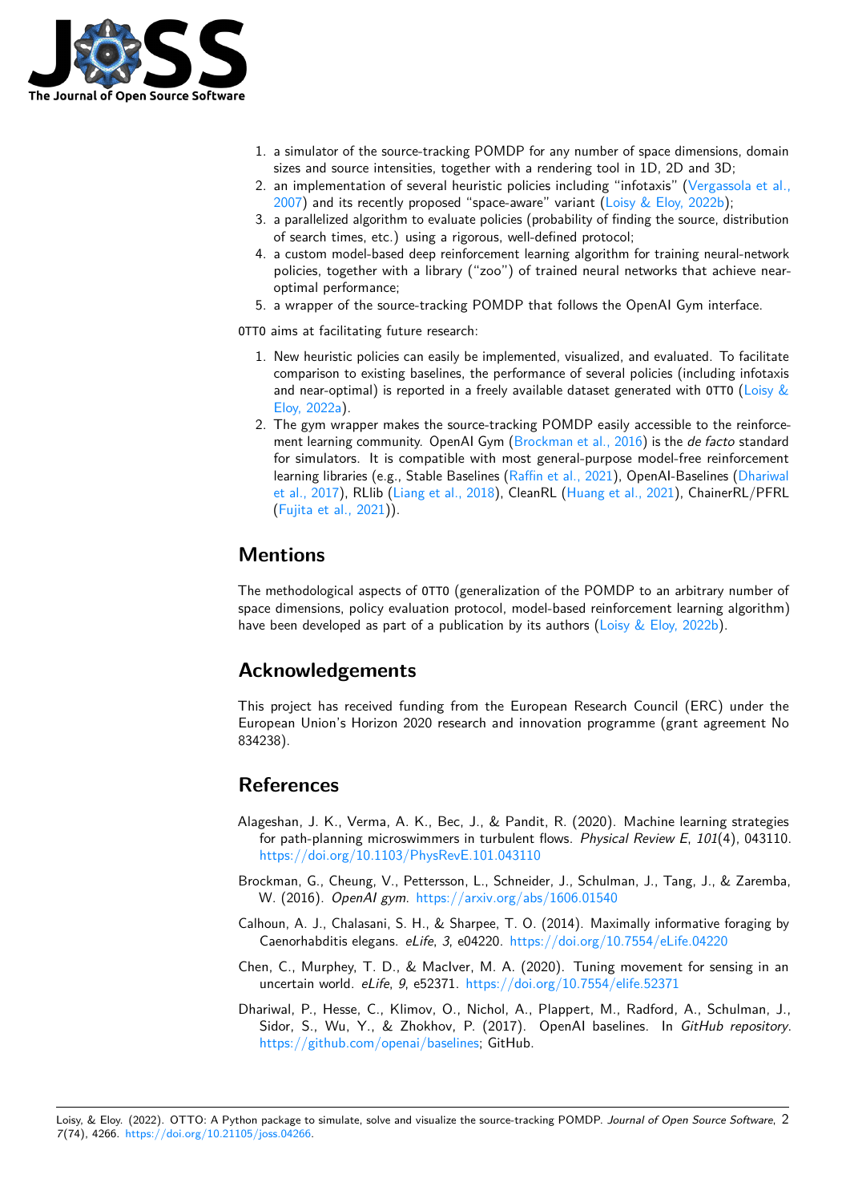1. a simulator of the source-tracking POMDP for any number of space dimensions, domain sizes and source intensities, together with a rendering tool in 1D, 2D and 3D;
2. an implementation of several heuristic policies including "infotaxis" (Vergassola et al., 2007) and its recently proposed "space-aware" variant (Loisy & Eloy, 2022b);
3. a parallelized algorithm to evaluate policies (probability of finding the source, distribution of search times, etc.) using a rigorous, well-defined protocol;
4. a custom model-based deep reinforcement learning algorithm for training neural-network policies, together with a library ("zoo") of trained neural networks that achieve near-optimal performance;
5. a wrapper of the source-tracking POMDP that follows the OpenAI Gym interface.

OTTO aims at facilitating future research:

1. New heuristic policies can easily be implemented, visualized, and evaluated. To facilitate comparison to existing baselines, the performance of several policies (including infotaxis and near-optimal) is reported in a freely available dataset generated with OTTO (Loisy & Eloy, 2022a).
2. The gym wrapper makes the source-tracking POMDP easily accessible to the reinforcement learning community. OpenAI Gym (Brockman et al., 2016) is the *de facto* standard for simulators. It is compatible with most general-purpose model-free reinforcement learning libraries (e.g., Stable Baselines (Raffin et al., 2021), OpenAI-Baselines (Dhariwal et al., 2017), RLlib (Liang et al., 2018), CleanRL (Huang et al., 2021), ChainerRL/PFRL (Fujita et al., 2021)).

# Mentions

The methodological aspects of OTTO (generalization of the POMDP to an arbitrary number of space dimensions, policy evaluation protocol, model-based reinforcement learning algorithm) have been developed as part of a publication by its authors (Loisy & Eloy, 2022b).

# Acknowledgements

This project has received funding from the European Research Council (ERC) under the European Union's Horizon 2020 research and innovation programme (grant agreement No 834238).

# References

Alageshan, J. K., Verma, A. K., Bec, J., & Pandit, R. (2020). Machine learning strategies for path-planning microswimmers in turbulent flows. *Physical Review E*, *101*(4), 043110. https://doi.org/10.1103/PhysRevE.101.043110

Brockman, G., Cheung, V., Pettersson, L., Schneider, J., Schulman, J., Tang, J., & Zaremba, W. (2016). *OpenAI gym*. https://arxiv.org/abs/1606.01540

Calhoun, A. J., Chalasani, S. H., & Sharpee, T. O. (2014). Maximally informative foraging by Caenorhabditis elegans. *eLife*, *3*, e04220. https://doi.org/10.7554/eLife.04220

Chen, C., Murphey, T. D., & MacIver, M. A. (2020). Tuning movement for sensing in an uncertain world. *eLife*, *9*, e52371. https://doi.org/10.7554/elife.52371

Dhariwal, P., Hesse, C., Klimov, O., Nichol, A., Plappert, M., Radford, A., Schulman, J., Sidor, S., Wu, Y., & Zhokhov, P. (2017). OpenAI baselines. In *GitHub repository*. https://github.com/openai/baselines; GitHub.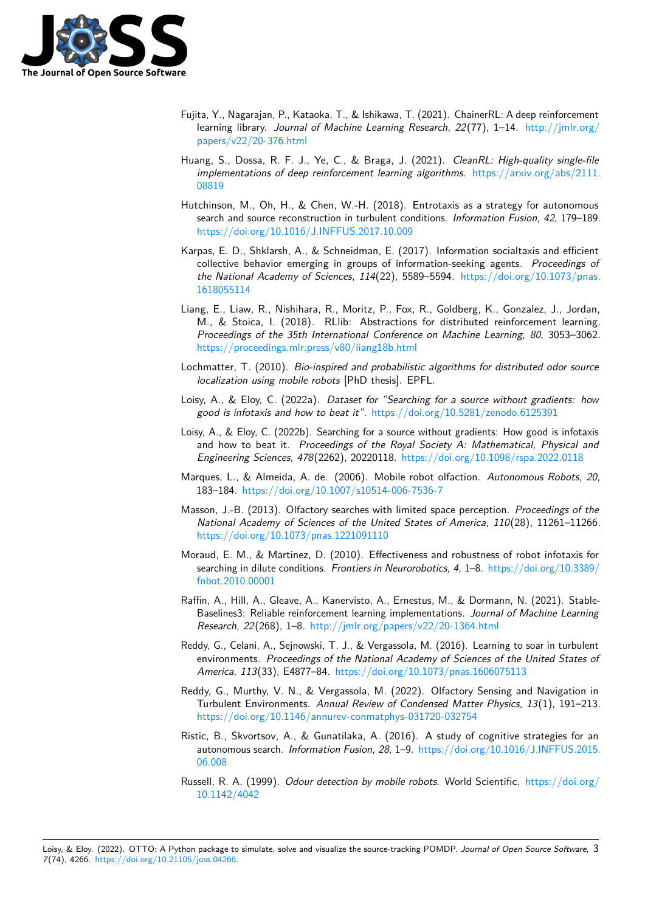Fujita, Y., Nagarajan, P., Kataoka, T., & Ishikawa, T. (2021). ChainerRL: A deep reinforcement learning library. *Journal of Machine Learning Research*, *22*(77), 1–14. http://jmlr.org/papers/v22/20-376.html

Huang, S., Dossa, R. F. J., Ye, C., & Braga, J. (2021). *CleanRL: High-quality single-file implementations of deep reinforcement learning algorithms*. https://arxiv.org/abs/2111.08819

Hutchinson, M., Oh, H., & Chen, W.-H. (2018). Entrotaxis as a strategy for autonomous search and source reconstruction in turbulent conditions. *Information Fusion*, *42*, 179–189. https://doi.org/10.1016/J.INFFUS.2017.10.009

Karpas, E. D., Shklarsh, A., & Schneidman, E. (2017). Information socialtaxis and efficient collective behavior emerging in groups of information-seeking agents. *Proceedings of the National Academy of Sciences*, *114*(22), 5589–5594. https://doi.org/10.1073/pnas.1618055114

Liang, E., Liaw, R., Nishihara, R., Moritz, P., Fox, R., Goldberg, K., Gonzalez, J., Jordan, M., & Stoica, I. (2018). RLlib: Abstractions for distributed reinforcement learning. *Proceedings of the 35th International Conference on Machine Learning*, *80*, 3053–3062. https://proceedings.mlr.press/v80/liang18b.html

Lochmatter, T. (2010). *Bio-inspired and probabilistic algorithms for distributed odor source localization using mobile robots* [PhD thesis]. EPFL.

Loisy, A., & Eloy, C. (2022a). *Dataset for "Searching for a source without gradients: how good is infotaxis and how to beat it"*. https://doi.org/10.5281/zenodo.6125391

Loisy, A., & Eloy, C. (2022b). Searching for a source without gradients: How good is infotaxis and how to beat it. *Proceedings of the Royal Society A: Mathematical, Physical and Engineering Sciences*, *478*(2262), 20220118. https://doi.org/10.1098/rspa.2022.0118

Marques, L., & Almeida, A. de. (2006). Mobile robot olfaction. *Autonomous Robots*, *20*, 183–184. https://doi.org/10.1007/s10514-006-7536-7

Masson, J.-B. (2013). Olfactory searches with limited space perception. *Proceedings of the National Academy of Sciences of the United States of America*, *110*(28), 11261–11266. https://doi.org/10.1073/pnas.1221091110

Moraud, E. M., & Martinez, D. (2010). Effectiveness and robustness of robot infotaxis for searching in dilute conditions. *Frontiers in Neurorobotics*, *4*, 1–8. https://doi.org/10.3389/fnbot.2010.00001

Raffin, A., Hill, A., Gleave, A., Kanervisto, A., Ernestus, M., & Dormann, N. (2021). Stable-Baselines3: Reliable reinforcement learning implementations. *Journal of Machine Learning Research*, *22*(268), 1–8. http://jmlr.org/papers/v22/20-1364.html

Reddy, G., Celani, A., Sejnowski, T. J., & Vergassola, M. (2016). Learning to soar in turbulent environments. *Proceedings of the National Academy of Sciences of the United States of America*, *113*(33), E4877–84. https://doi.org/10.1073/pnas.1606075113

Reddy, G., Murthy, V. N., & Vergassola, M. (2022). Olfactory Sensing and Navigation in Turbulent Environments. *Annual Review of Condensed Matter Physics*, *13*(1), 191–213. https://doi.org/10.1146/annurev-conmatphys-031720-032754

Ristic, B., Skvortsov, A., & Gunatilaka, A. (2016). A study of cognitive strategies for an autonomous search. *Information Fusion*, *28*, 1–9. https://doi.org/10.1016/J.INFFUS.2015.06.008

Russell, R. A. (1999). *Odour detection by mobile robots*. World Scientific. https://doi.org/10.1142/4042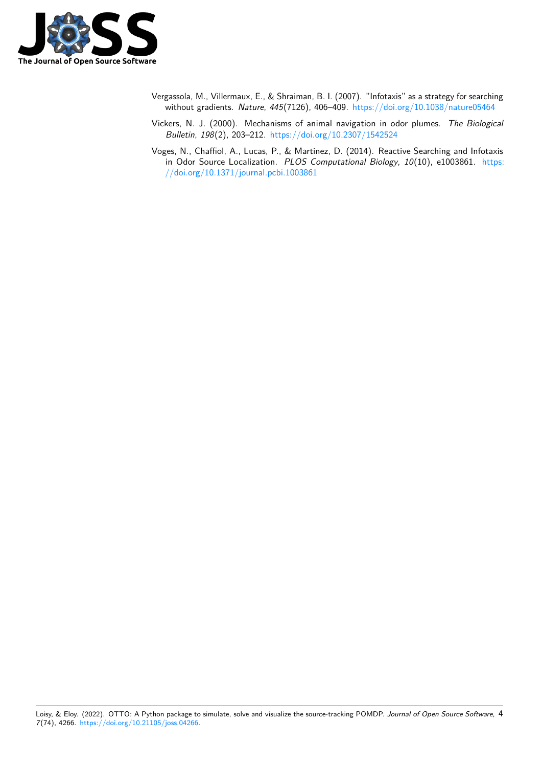Vergassola, M., Villermaux, E., & Shraiman, B. I. (2007). "Infotaxis" as a strategy for searching without gradients. *Nature*, *445*(7126), 406–409. https://doi.org/10.1038/nature05464

Vickers, N. J. (2000). Mechanisms of animal navigation in odor plumes. *The Biological Bulletin*, *198*(2), 203–212. https://doi.org/10.2307/1542524

Voges, N., Chaffiol, A., Lucas, P., & Martinez, D. (2014). Reactive Searching and Infotaxis in Odor Source Localization. *PLOS Computational Biology*, *10*(10), e1003861. https://doi.org/10.1371/journal.pcbi.1003861